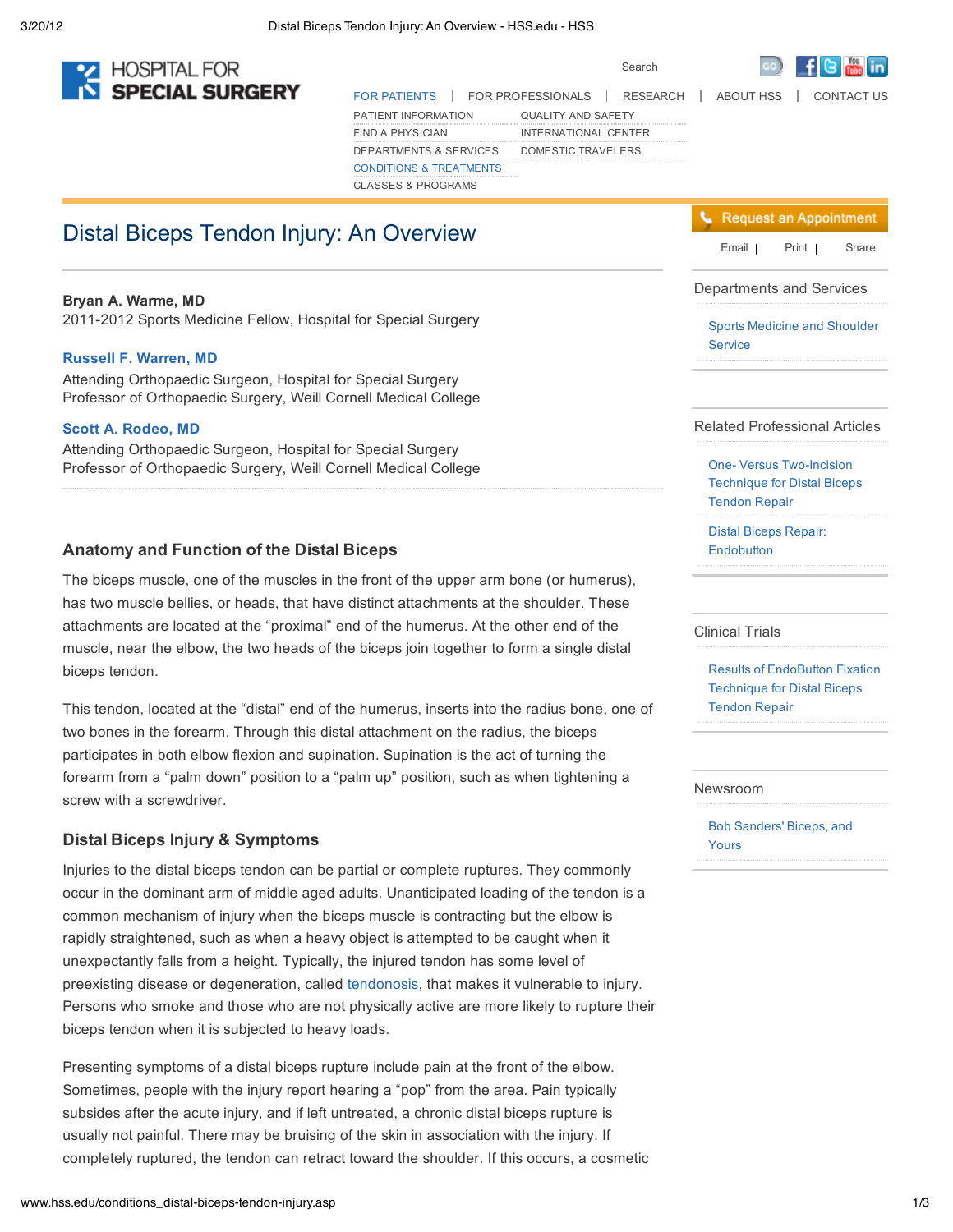# Distal Biceps Tendon Injury: An Overview

**Bryan A. Warme, MD**
2011-2012 Sports Medicine Fellow, Hospital for Special Surgery

**Russell F. Warren, MD**
Attending Orthopaedic Surgeon, Hospital for Special Surgery
Professor of Orthopaedic Surgery, Weill Cornell Medical College

**Scott A. Rodeo, MD**
Attending Orthopaedic Surgeon, Hospital for Special Surgery
Professor of Orthopaedic Surgery, Weill Cornell Medical College

### Anatomy and Function of the Distal Biceps

The biceps muscle, one of the muscles in the front of the upper arm bone (or humerus), has two muscle bellies, or heads, that have distinct attachments at the shoulder. These attachments are located at the "proximal" end of the humerus. At the other end of the muscle, near the elbow, the two heads of the biceps join together to form a single distal biceps tendon.

This tendon, located at the "distal" end of the humerus, inserts into the radius bone, one of two bones in the forearm. Through this distal attachment on the radius, the biceps participates in both elbow flexion and supination. Supination is the act of turning the forearm from a "palm down" position to a "palm up" position, such as when tightening a screw with a screwdriver.

### Distal Biceps Injury & Symptoms

Injuries to the distal biceps tendon can be partial or complete ruptures. They commonly occur in the dominant arm of middle aged adults. Unanticipated loading of the tendon is a common mechanism of injury when the biceps muscle is contracting but the elbow is rapidly straightened, such as when a heavy object is attempted to be caught when it unexpectantly falls from a height. Typically, the injured tendon has some level of preexisting disease or degeneration, called tendonosis, that makes it vulnerable to injury. Persons who smoke and those who are not physically active are more likely to rupture their biceps tendon when it is subjected to heavy loads.

Presenting symptoms of a distal biceps rupture include pain at the front of the elbow. Sometimes, people with the injury report hearing a "pop" from the area. Pain typically subsides after the acute injury, and if left untreated, a chronic distal biceps rupture is usually not painful. There may be bruising of the skin in association with the injury. If completely ruptured, the tendon can retract toward the shoulder. If this occurs, a cosmetic

---

**Departments and Services**

- Sports Medicine and Shoulder Service

**Related Professional Articles**

- One- Versus Two-Incision Technique for Distal Biceps Tendon Repair
- Distal Biceps Repair: Endobutton

**Clinical Trials**

- Results of EndoButton Fixation Technique for Distal Biceps Tendon Repair

**Newsroom**

- Bob Sanders' Biceps, and Yours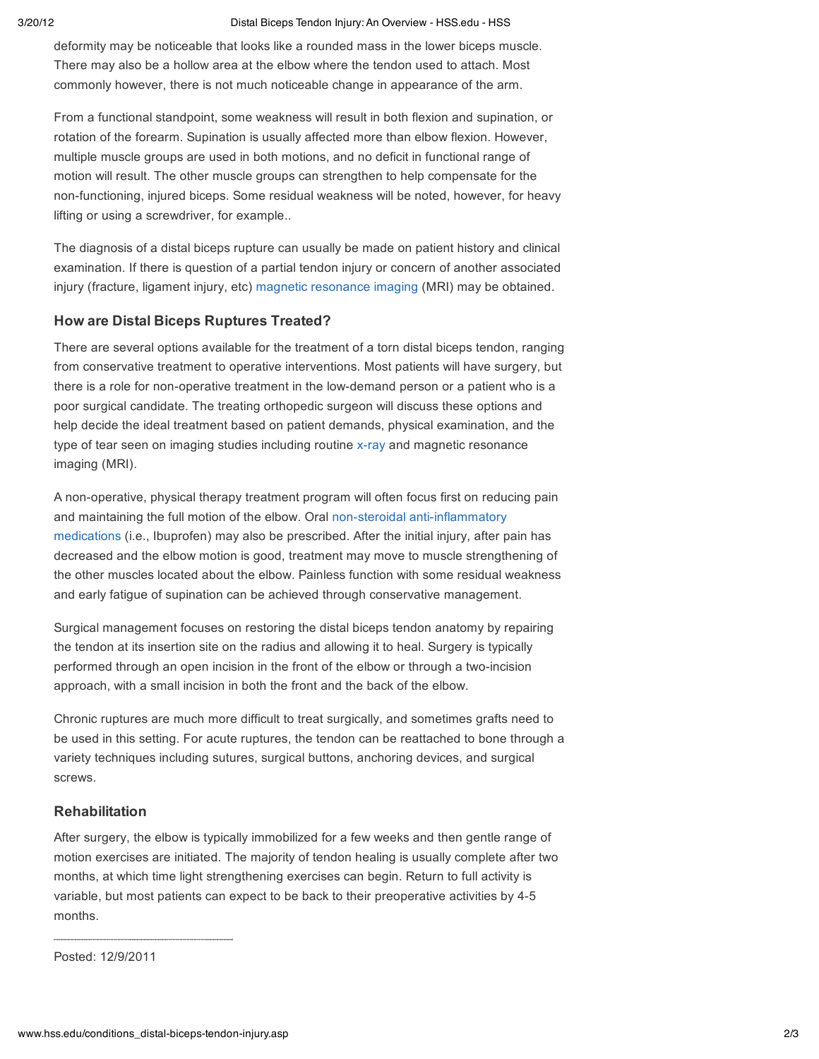deformity may be noticeable that looks like a rounded mass in the lower biceps muscle. There may also be a hollow area at the elbow where the tendon used to attach. Most commonly however, there is not much noticeable change in appearance of the arm.

From a functional standpoint, some weakness will result in both flexion and supination, or rotation of the forearm. Supination is usually affected more than elbow flexion. However, multiple muscle groups are used in both motions, and no deficit in functional range of motion will result. The other muscle groups can strengthen to help compensate for the non-functioning, injured biceps. Some residual weakness will be noted, however, for heavy lifting or using a screwdriver, for example..

The diagnosis of a distal biceps rupture can usually be made on patient history and clinical examination. If there is question of a partial tendon injury or concern of another associated injury (fracture, ligament injury, etc) magnetic resonance imaging (MRI) may be obtained.

### How are Distal Biceps Ruptures Treated?

There are several options available for the treatment of a torn distal biceps tendon, ranging from conservative treatment to operative interventions. Most patients will have surgery, but there is a role for non-operative treatment in the low-demand person or a patient who is a poor surgical candidate. The treating orthopedic surgeon will discuss these options and help decide the ideal treatment based on patient demands, physical examination, and the type of tear seen on imaging studies including routine x-ray and magnetic resonance imaging (MRI).

A non-operative, physical therapy treatment program will often focus first on reducing pain and maintaining the full motion of the elbow. Oral non-steroidal anti-inflammatory medications (i.e., Ibuprofen) may also be prescribed. After the initial injury, after pain has decreased and the elbow motion is good, treatment may move to muscle strengthening of the other muscles located about the elbow. Painless function with some residual weakness and early fatigue of supination can be achieved through conservative management.

Surgical management focuses on restoring the distal biceps tendon anatomy by repairing the tendon at its insertion site on the radius and allowing it to heal. Surgery is typically performed through an open incision in the front of the elbow or through a two-incision approach, with a small incision in both the front and the back of the elbow.

Chronic ruptures are much more difficult to treat surgically, and sometimes grafts need to be used in this setting. For acute ruptures, the tendon can be reattached to bone through a variety techniques including sutures, surgical buttons, anchoring devices, and surgical screws.

### Rehabilitation

After surgery, the elbow is typically immobilized for a few weeks and then gentle range of motion exercises are initiated. The majority of tendon healing is usually complete after two months, at which time light strengthening exercises can begin. Return to full activity is variable, but most patients can expect to be back to their preoperative activities by 4-5 months.

---

Posted: 12/9/2011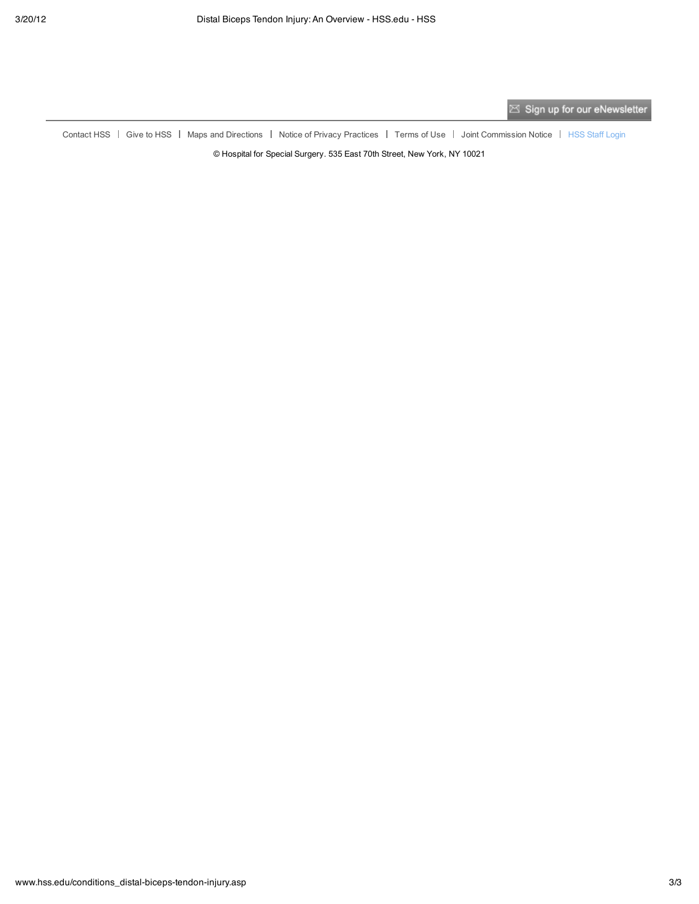Sign up for our eNewsletter

Contact HSS | Give to HSS | Maps and Directions | Notice of Privacy Practices | Terms of Use | Joint Commission Notice | HSS Staff Login

© Hospital for Special Surgery. 535 East 70th Street, New York, NY 10021